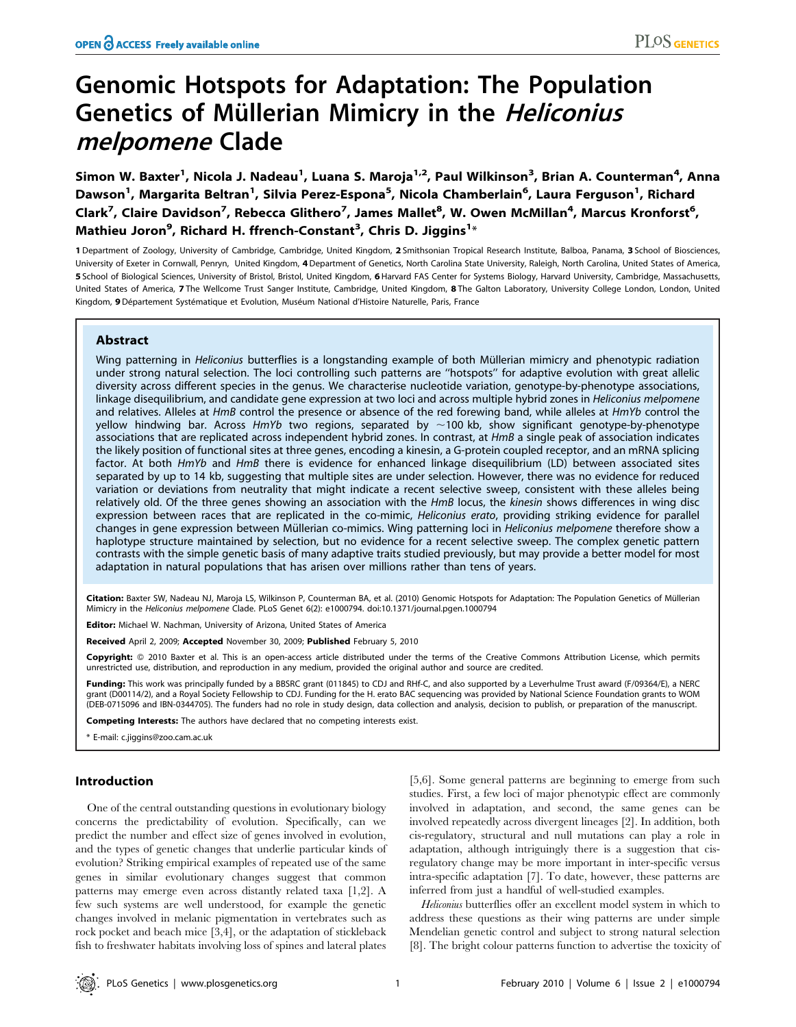# Genomic Hotspots for Adaptation: The Population Genetics of Müllerian Mimicry in the *Heliconius melpomene* Clade

**Simon W. Baxter[1], Nicola J. Nadeau[1], Luana S. Maroja[1,2], Paul Wilkinson[3], Brian A. Counterman[4], Anna Dawson[1], Margarita Beltran[1], Silvia Perez-Espona[5], Nicola Chamberlain[6], Laura Ferguson[1], Richard Clark[7], Claire Davidson[7], Rebecca Glithero[7], James Mallet[8], W. Owen McMillan[4], Marcus Kronforst[6], Mathieu Joron[9], Richard H. ffrench-Constant[3], Chris D. Jiggins[1]***

1 Department of Zoology, University of Cambridge, Cambridge, United Kingdom, 2 Smithsonian Tropical Research Institute, Balboa, Panama, 3 School of Biosciences, University of Exeter in Cornwall, Penryn, United Kingdom, 4 Department of Genetics, North Carolina State University, Raleigh, North Carolina, United States of America, 5 School of Biological Sciences, University of Bristol, Bristol, United Kingdom, 6 Harvard FAS Center for Systems Biology, Harvard University, Cambridge, Massachusetts, United States of America, 7 The Wellcome Trust Sanger Institute, Cambridge, United Kingdom, 8 The Galton Laboratory, University College London, London, United Kingdom, 9 Département Systématique et Evolution, Muséum National d'Histoire Naturelle, Paris, France

## Abstract

Wing patterning in *Heliconius* butterflies is a longstanding example of both Müllerian mimicry and phenotypic radiation under strong natural selection. The loci controlling such patterns are "hotspots" for adaptive evolution with great allelic diversity across different species in the genus. We characterise nucleotide variation, genotype-by-phenotype associations, linkage disequilibrium, and candidate gene expression at two loci and across multiple hybrid zones in *Heliconius melpomene* and relatives. Alleles at *HmB* control the presence or absence of the red forewing band, while alleles at *HmYb* control the yellow hindwing bar. Across *HmYb* two regions, separated by ~100 kb, show significant genotype-by-phenotype associations that are replicated across independent hybrid zones. In contrast, at *HmB* a single peak of association indicates the likely position of functional sites at three genes, encoding a kinesin, a G-protein coupled receptor, and an mRNA splicing factor. At both *HmYb* and *HmB* there is evidence for enhanced linkage disequilibrium (LD) between associated sites separated by up to 14 kb, suggesting that multiple sites are under selection. However, there was no evidence for reduced variation or deviations from neutrality that might indicate a recent selective sweep, consistent with these alleles being relatively old. Of the three genes showing an association with the *HmB* locus, the *kinesin* shows differences in wing disc expression between races that are replicated in the co-mimic, *Heliconius erato*, providing striking evidence for parallel changes in gene expression between Müllerian co-mimics. Wing patterning loci in *Heliconius melpomene* therefore show a haplotype structure maintained by selection, but no evidence for a recent selective sweep. The complex genetic pattern contrasts with the simple genetic basis of many adaptive traits studied previously, but may provide a better model for most adaptation in natural populations that has arisen over millions rather than tens of years.

**Citation:** Baxter SW, Nadeau NJ, Maroja LS, Wilkinson P, Counterman BA, et al. (2010) Genomic Hotspots for Adaptation: The Population Genetics of Müllerian Mimicry in the *Heliconius melpomene* Clade. PLoS Genet 6(2): e1000794. doi:10.1371/journal.pgen.1000794

**Editor:** Michael W. Nachman, University of Arizona, United States of America

**Received** April 2, 2009; **Accepted** November 30, 2009; **Published** February 5, 2010

**Copyright:** © 2010 Baxter et al. This is an open-access article distributed under the terms of the Creative Commons Attribution License, which permits unrestricted use, distribution, and reproduction in any medium, provided the original author and source are credited.

**Funding:** This work was principally funded by a BBSRC grant (011845) to CDJ and RHf-C, and also supported by a Leverhulme Trust award (F/09364/E), a NERC grant (D00114/2), and a Royal Society Fellowship to CDJ. Funding for the H. erato BAC sequencing was provided by National Science Foundation grants to WOM (DEB-0715096 and IBN-0344705). The funders had no role in study design, data collection and analysis, decision to publish, or preparation of the manuscript.

**Competing Interests:** The authors have declared that no competing interests exist.

* E-mail: c.jiggins@zoo.cam.ac.uk

## Introduction

One of the central outstanding questions in evolutionary biology concerns the predictability of evolution. Specifically, can we predict the number and effect size of genes involved in evolution, and the types of genetic changes that underlie particular kinds of evolution? Striking empirical examples of repeated use of the same genes in similar evolutionary changes suggest that common patterns may emerge even across distantly related taxa [1,2]. A few such systems are well understood, for example the genetic changes involved in melanic pigmentation in vertebrates such as rock pocket and beach mice [3,4], or the adaptation of stickleback fish to freshwater habitats involving loss of spines and lateral plates [5,6]. Some general patterns are beginning to emerge from such studies. First, a few loci of major phenotypic effect are commonly involved in adaptation, and second, the same genes can be involved repeatedly across divergent lineages [2]. In addition, both cis-regulatory, structural and null mutations can play a role in adaptation, although intriguingly there is a suggestion that cis-regulatory change may be more important in inter-specific versus intra-specific adaptation [7]. To date, however, these patterns are inferred from just a handful of well-studied examples.

*Heliconius* butterflies offer an excellent model system in which to address these questions as their wing patterns are under simple Mendelian genetic control and subject to strong natural selection [8]. The bright colour patterns function to advertise the toxicity of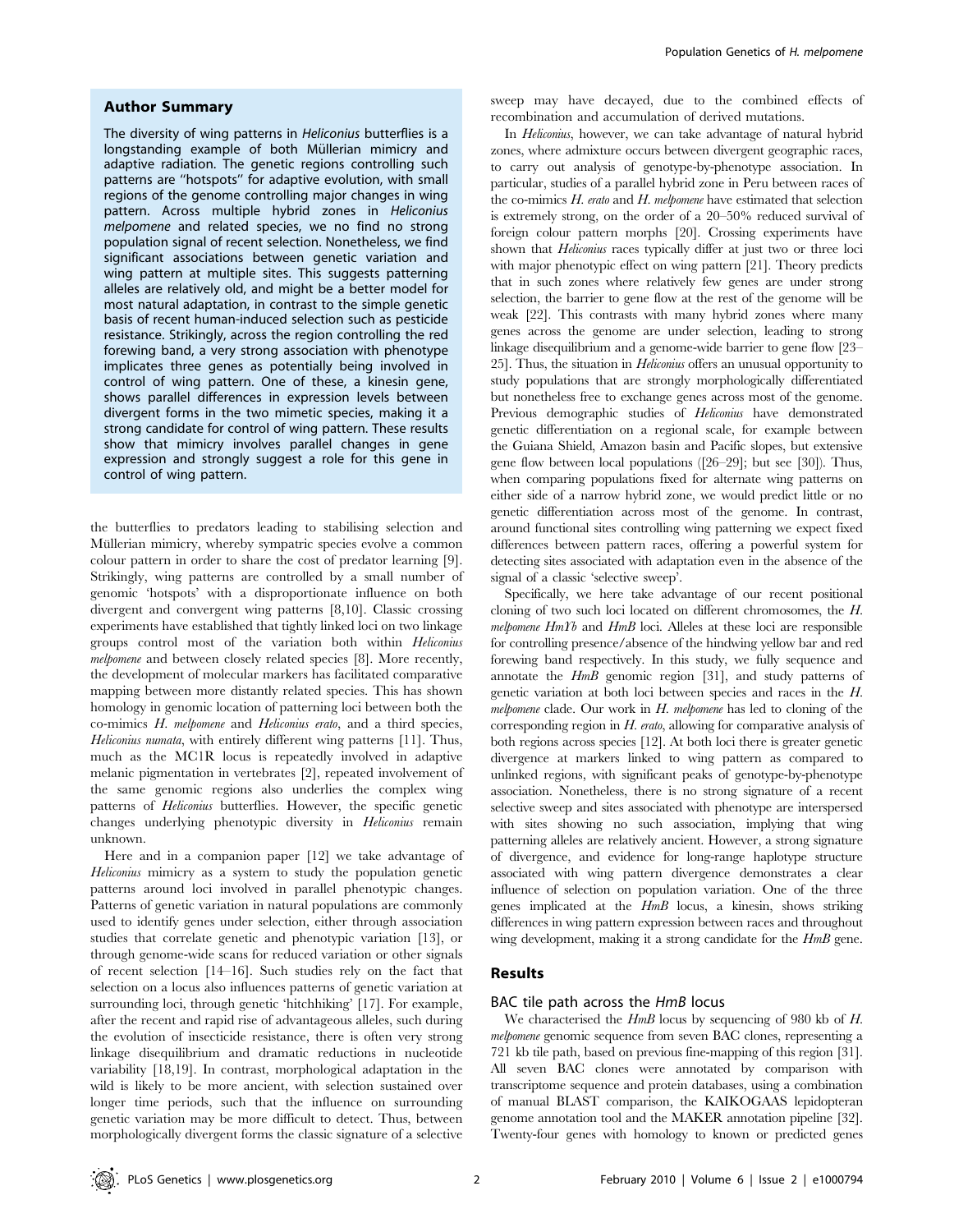## Author Summary

The diversity of wing patterns in *Heliconius* butterflies is a longstanding example of both Müllerian mimicry and adaptive radiation. The genetic regions controlling such patterns are "hotspots" for adaptive evolution, with small regions of the genome controlling major changes in wing pattern. Across multiple hybrid zones in *Heliconius melpomene* and related species, we no find no strong population signal of recent selection. Nonetheless, we find significant associations between genetic variation and wing pattern at multiple sites. This suggests patterning alleles are relatively old, and might be a better model for most natural adaptation, in contrast to the simple genetic basis of recent human-induced selection such as pesticide resistance. Strikingly, across the region controlling the red forewing band, a very strong association with phenotype implicates three genes as potentially being involved in control of wing pattern. One of these, a kinesin gene, shows parallel differences in expression levels between divergent forms in the two mimetic species, making it a strong candidate for control of wing pattern. These results show that mimicry involves parallel changes in gene expression and strongly suggest a role for this gene in control of wing pattern.

the butterflies to predators leading to stabilising selection and Müllerian mimicry, whereby sympatric species evolve a common colour pattern in order to share the cost of predator learning [9]. Strikingly, wing patterns are controlled by a small number of genomic 'hotspots' with a disproportionate influence on both divergent and convergent wing patterns [8,10]. Classic crossing experiments have established that tightly linked loci on two linkage groups control most of the variation both within *Heliconius melpomene* and between closely related species [8]. More recently, the development of molecular markers has facilitated comparative mapping between more distantly related species. This has shown homology in genomic location of patterning loci between both the co-mimics *H. melpomene* and *Heliconius erato*, and a third species, *Heliconius numata*, with entirely different wing patterns [11]. Thus, much as the MC1R locus is repeatedly involved in adaptive melanic pigmentation in vertebrates [2], repeated involvement of the same genomic regions also underlies the complex wing patterns of *Heliconius* butterflies. However, the specific genetic changes underlying phenotypic diversity in *Heliconius* remain unknown.

Here and in a companion paper [12] we take advantage of *Heliconius* mimicry as a system to study the population genetic patterns around loci involved in parallel phenotypic changes. Patterns of genetic variation in natural populations are commonly used to identify genes under selection, either through association studies that correlate genetic and phenotypic variation [13], or through genome-wide scans for reduced variation or other signals of recent selection [14–16]. Such studies rely on the fact that selection on a locus also influences patterns of genetic variation at surrounding loci, through genetic 'hitchhiking' [17]. For example, after the recent and rapid rise of advantageous alleles, such during the evolution of insecticide resistance, there is often very strong linkage disequilibrium and dramatic reductions in nucleotide variability [18,19]. In contrast, morphological adaptation in the wild is likely to be more ancient, with selection sustained over longer time periods, such that the influence on surrounding genetic variation may be more difficult to detect. Thus, between morphologically divergent forms the classic signature of a selective sweep may have decayed, due to the combined effects of recombination and accumulation of derived mutations.

In *Heliconius*, however, we can take advantage of natural hybrid zones, where admixture occurs between divergent geographic races, to carry out analysis of genotype-by-phenotype association. In particular, studies of a parallel hybrid zone in Peru between races of the co-mimics *H. erato* and *H. melpomene* have estimated that selection is extremely strong, on the order of a 20–50% reduced survival of foreign colour pattern morphs [20]. Crossing experiments have shown that *Heliconius* races typically differ at just two or three loci with major phenotypic effect on wing pattern [21]. Theory predicts that in such zones where relatively few genes are under strong selection, the barrier to gene flow at the rest of the genome will be weak [22]. This contrasts with many hybrid zones where many genes across the genome are under selection, leading to strong linkage disequilibrium and a genome-wide barrier to gene flow [23–25]. Thus, the situation in *Heliconius* offers an unusual opportunity to study populations that are strongly morphologically differentiated but nonetheless free to exchange genes across most of the genome. Previous demographic studies of *Heliconius* have demonstrated genetic differentiation on a regional scale, for example between the Guiana Shield, Amazon basin and Pacific slopes, but extensive gene flow between local populations ([26–29]; but see [30]). Thus, when comparing populations fixed for alternate wing patterns on either side of a narrow hybrid zone, we would predict little or no genetic differentiation across most of the genome. In contrast, around functional sites controlling wing patterning we expect fixed differences between pattern races, offering a powerful system for detecting sites associated with adaptation even in the absence of the signal of a classic 'selective sweep'.

Specifically, we here take advantage of our recent positional cloning of two such loci located on different chromosomes, the *H. melpomene HmYb* and *HmB* loci. Alleles at these loci are responsible for controlling presence/absence of the hindwing yellow bar and red forewing band respectively. In this study, we fully sequence and annotate the *HmB* genomic region [31], and study patterns of genetic variation at both loci between species and races in the *H. melpomene* clade. Our work in *H. melpomene* has led to cloning of the corresponding region in *H. erato*, allowing for comparative analysis of both regions across species [12]. At both loci there is greater genetic divergence at markers linked to wing pattern as compared to unlinked regions, with significant peaks of genotype-by-phenotype association. Nonetheless, there is no strong signature of a recent selective sweep and sites associated with phenotype are interspersed with sites showing no such association, implying that wing patterning alleles are relatively ancient. However, a strong signature of divergence, and evidence for long-range haplotype structure associated with wing pattern divergence demonstrates a clear influence of selection on population variation. One of the three genes implicated at the *HmB* locus, a kinesin, shows striking differences in wing pattern expression between races and throughout wing development, making it a strong candidate for the *HmB* gene.

## Results

### BAC tile path across the *HmB* locus

We characterised the *HmB* locus by sequencing of 980 kb of *H. melpomene* genomic sequence from seven BAC clones, representing a 721 kb tile path, based on previous fine-mapping of this region [31]. All seven BAC clones were annotated by comparison with transcriptome sequence and protein databases, using a combination of manual BLAST comparison, the KAIKOGAAS lepidopteran genome annotation tool and the MAKER annotation pipeline [32]. Twenty-four genes with homology to known or predicted genes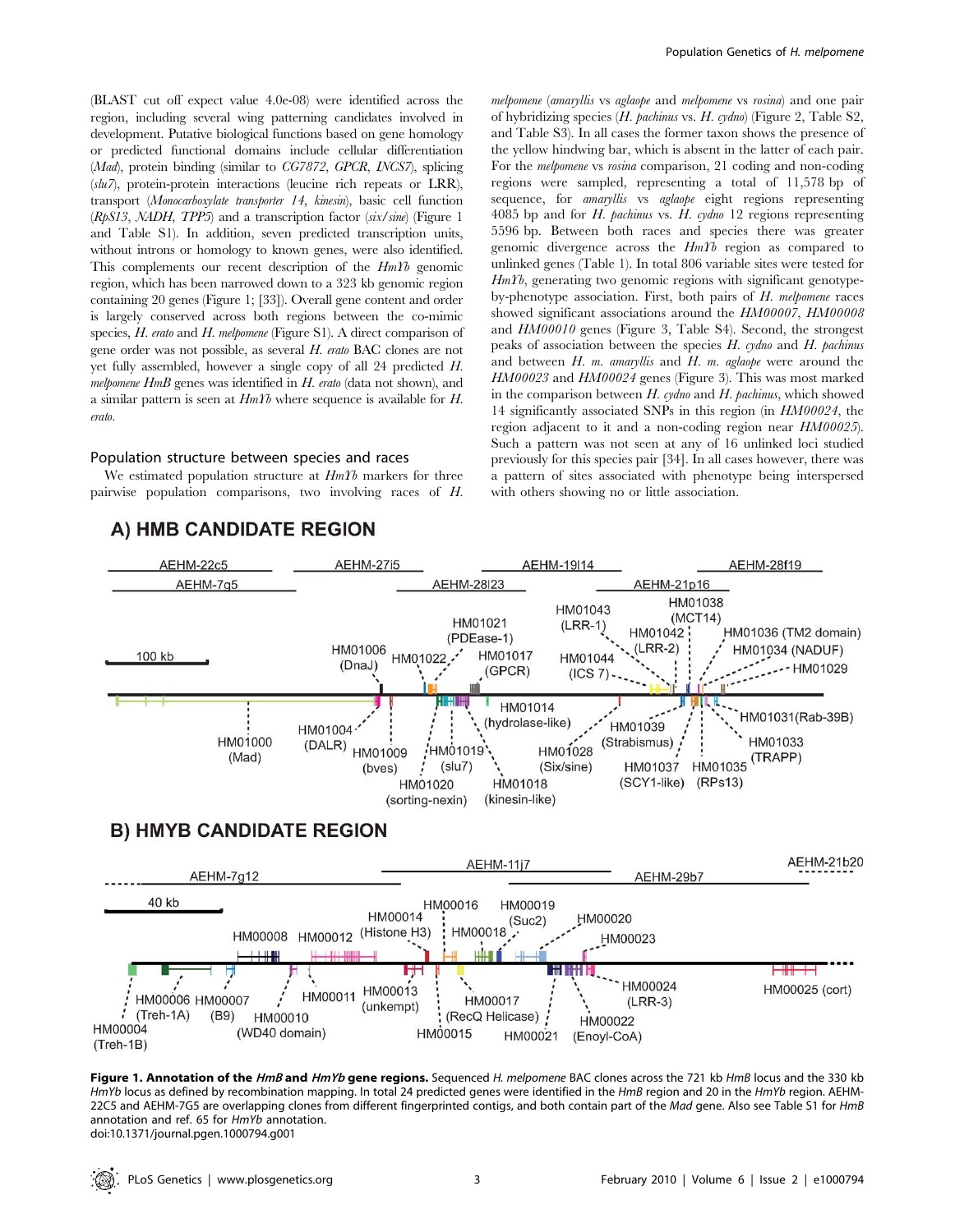(BLAST cut off expect value 4.0e-08) were identified across the region, including several wing patterning candidates involved in development. Putative biological functions based on gene homology or predicted functional domains include cellular differentiation (*Mad*), protein binding (similar to *CG7872*, *GPCR*, *INCS7*), splicing (*slu7*), protein-protein interactions (leucine rich repeats or LRR), transport (*Monocarboxylate transporter 14*, *kinesin*), basic cell function (*RpS13*, *NADH*, *TPP5*) and a transcription factor (*six/sine*) (Figure 1 and Table S1). In addition, seven predicted transcription units, without introns or homology to known genes, were also identified. This complements our recent description of the *HmYb* genomic region, which has been narrowed down to a 323 kb genomic region containing 20 genes (Figure 1; [33]). Overall gene content and order is largely conserved across both regions between the co-mimic species, *H. erato* and *H. melpomene* (Figure S1). A direct comparison of gene order was not possible, as several *H. erato* BAC clones are not yet fully assembled, however a single copy of all 24 predicted *H. melpomene HmB* genes was identified in *H. erato* (data not shown), and a similar pattern is seen at *HmYb* where sequence is available for *H. erato*.

## Population structure between species and races

We estimated population structure at *HmYb* markers for three pairwise population comparisons, two involving races of *H. melpomene* (*amaryllis* vs *aglaope* and *melpomene* vs *rosina*) and one pair of hybridizing species (*H. pachinus* vs. *H. cydno*) (Figure 2, Table S2, and Table S3). In all cases the former taxon shows the presence of the yellow hindwing bar, which is absent in the latter of each pair. For the *melpomene* vs *rosina* comparison, 21 coding and non-coding regions were sampled, representing a total of 11,578 bp of sequence, for *amaryllis* vs *aglaope* eight regions representing 4085 bp and for *H. pachinus* vs. *H. cydno* 12 regions representing 5596 bp. Between both races and species there was greater genomic divergence across the *HmYb* region as compared to unlinked genes (Table 1). In total 806 variable sites were tested for *HmYb*, generating two genomic regions with significant genotype-by-phenotype association. First, both pairs of *H. melpomene* races showed significant associations around the *HM00007*, *HM00008* and *HM00010* genes (Figure 3, Table S4). Second, the strongest peaks of association between the species *H. cydno* and *H. pachinus* and between *H. m. amaryllis* and *H. m. aglaope* were around the *HM00023* and *HM00024* genes (Figure 3). This was most marked in the comparison between *H. cydno* and *H. pachinus*, which showed 14 significantly associated SNPs in this region (in *HM00024*, the region adjacent to it and a non-coding region near *HM00025*). Such a pattern was not seen at any of 16 unlinked loci studied previously for this species pair [34]. In all cases however, there was a pattern of sites associated with phenotype being interspersed with others showing no or little association.

**Figure 1. Annotation of the *HmB* and *HmYb* gene regions.** Sequenced *H. melpomene* BAC clones across the 721 kb *HmB* locus and the 330 kb *HmYb* locus as defined by recombination mapping. In total 24 predicted genes were identified in the *HmB* region and 20 in the *HmYb* region. AEHM-22C5 and AEHM-7G5 are overlapping clones from different fingerprinted contigs, and both contain part of the *Mad* gene. Also see Table S1 for *HmB* annotation and ref. 65 for *HmYb* annotation.
doi:10.1371/journal.pgen.1000794.g001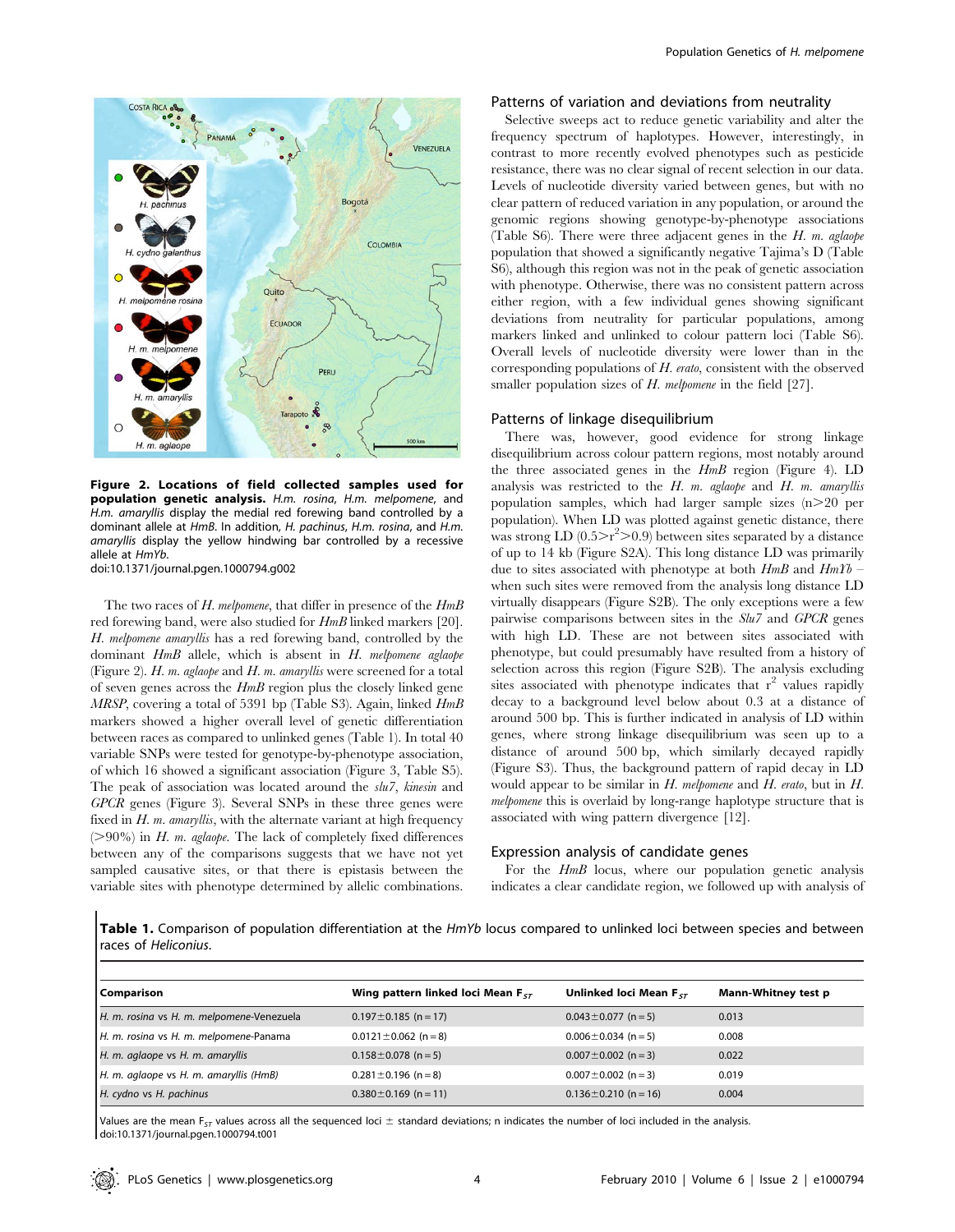**Figure 2. Locations of field collected samples used for population genetic analysis.** *H.m. rosina*, *H.m. melpomene*, and *H.m. amaryllis* display the medial red forewing band controlled by a dominant allele at *HmB*. In addition, *H. pachinus*, *H.m. rosina*, and *H.m. amaryllis* display the yellow hindwing bar controlled by a recessive allele at *HmYb*.
doi:10.1371/journal.pgen.1000794.g002

The two races of *H. melpomene*, that differ in presence of the *HmB* red forewing band, were also studied for *HmB* linked markers [20]. *H. melpomene amaryllis* has a red forewing band, controlled by the dominant *HmB* allele, which is absent in *H. melpomene aglaope* (Figure 2). *H. m. aglaope* and *H. m. amaryllis* were screened for a total of seven genes across the *HmB* region plus the closely linked gene *MRSP*, covering a total of 5391 bp (Table S3). Again, linked *HmB* markers showed a higher overall level of genetic differentiation between races as compared to unlinked genes (Table 1). In total 40 variable SNPs were tested for genotype-by-phenotype association, of which 16 showed a significant association (Figure 3, Table S5). The peak of association was located around the *slu7*, *kinesin* and *GPCR* genes (Figure 3). Several SNPs in these three genes were fixed in *H. m. amaryllis*, with the alternate variant at high frequency (>90%) in *H. m. aglaope*. The lack of completely fixed differences between any of the comparisons suggests that we have not yet sampled causative sites, or that there is epistasis between the variable sites with phenotype determined by allelic combinations.

## Patterns of variation and deviations from neutrality

Selective sweeps act to reduce genetic variability and alter the frequency spectrum of haplotypes. However, interestingly, in contrast to more recently evolved phenotypes such as pesticide resistance, there was no clear signal of recent selection in our data. Levels of nucleotide diversity varied between genes, but with no clear pattern of reduced variation in any population, or around the genomic regions showing genotype-by-phenotype associations (Table S6). There were three adjacent genes in the *H. m. aglaope* population that showed a significantly negative Tajima's D (Table S6), although this region was not in the peak of genetic association with phenotype. Otherwise, there was no consistent pattern across either region, with a few individual genes showing significant deviations from neutrality for particular populations, among markers linked and unlinked to colour pattern loci (Table S6). Overall levels of nucleotide diversity were lower than in the corresponding populations of *H. erato*, consistent with the observed smaller population sizes of *H. melpomene* in the field [27].

## Patterns of linkage disequilibrium

There was, however, good evidence for strong linkage disequilibrium across colour pattern regions, most notably around the three associated genes in the *HmB* region (Figure 4). LD analysis was restricted to the *H. m. aglaope* and *H. m. amaryllis* population samples, which had larger sample sizes (n>20 per population). When LD was plotted against genetic distance, there was strong LD ($0.5 > r^2 > 0.9$) between sites separated by a distance of up to 14 kb (Figure S2A). This long distance LD was primarily due to sites associated with phenotype at both *HmB* and *HmYb* – when such sites were removed from the analysis long distance LD virtually disappears (Figure S2B). The only exceptions were a few pairwise comparisons between sites in the *Slu7* and *GPCR* genes with high LD. These are not between sites associated with phenotype, but could presumably have resulted from a history of selection across this region (Figure S2B). The analysis excluding sites associated with phenotype indicates that $r^2$ values rapidly decay to a background level below about 0.3 at a distance of around 500 bp. This is further indicated in analysis of LD within genes, where strong linkage disequilibrium was seen up to a distance of around 500 bp, which similarly decayed rapidly (Figure S3). Thus, the background pattern of rapid decay in LD would appear to be similar in *H. melpomene* and *H. erato*, but in *H. melpomene* this is overlaid by long-range haplotype structure that is associated with wing pattern divergence [12].

## Expression analysis of candidate genes

For the *HmB* locus, where our population genetic analysis indicates a clear candidate region, we followed up with analysis of

**Table 1.** Comparison of population differentiation at the *HmYb* locus compared to unlinked loci between species and between races of *Heliconius*.

| Comparison | Wing pattern linked loci Mean $F_{ST}$ | Unlinked loci Mean $F_{ST}$ | Mann-Whitney test p |
|---|---|---|---|
| *H. m. rosina* vs *H. m. melpomene*-Venezuela | 0.197±0.185 (n = 17) | 0.043±0.077 (n = 5) | 0.013 |
| *H. m. rosina* vs *H. m. melpomene*-Panama | 0.0121±0.062 (n = 8) | 0.006±0.034 (n = 5) | 0.008 |
| *H. m. aglaope* vs *H. m. amaryllis* | 0.158±0.078 (n = 5) | 0.007±0.002 (n = 3) | 0.022 |
| *H. m. aglaope* vs *H. m. amaryllis (HmB)* | 0.281±0.196 (n = 8) | 0.007±0.002 (n = 3) | 0.019 |
| *H. cydno* vs *H. pachinus* | 0.380±0.169 (n = 11) | 0.136±0.210 (n = 16) | 0.004 |

Values are the mean $F_{ST}$ values across all the sequenced loci ± standard deviations; n indicates the number of loci included in the analysis.
doi:10.1371/journal.pgen.1000794.t001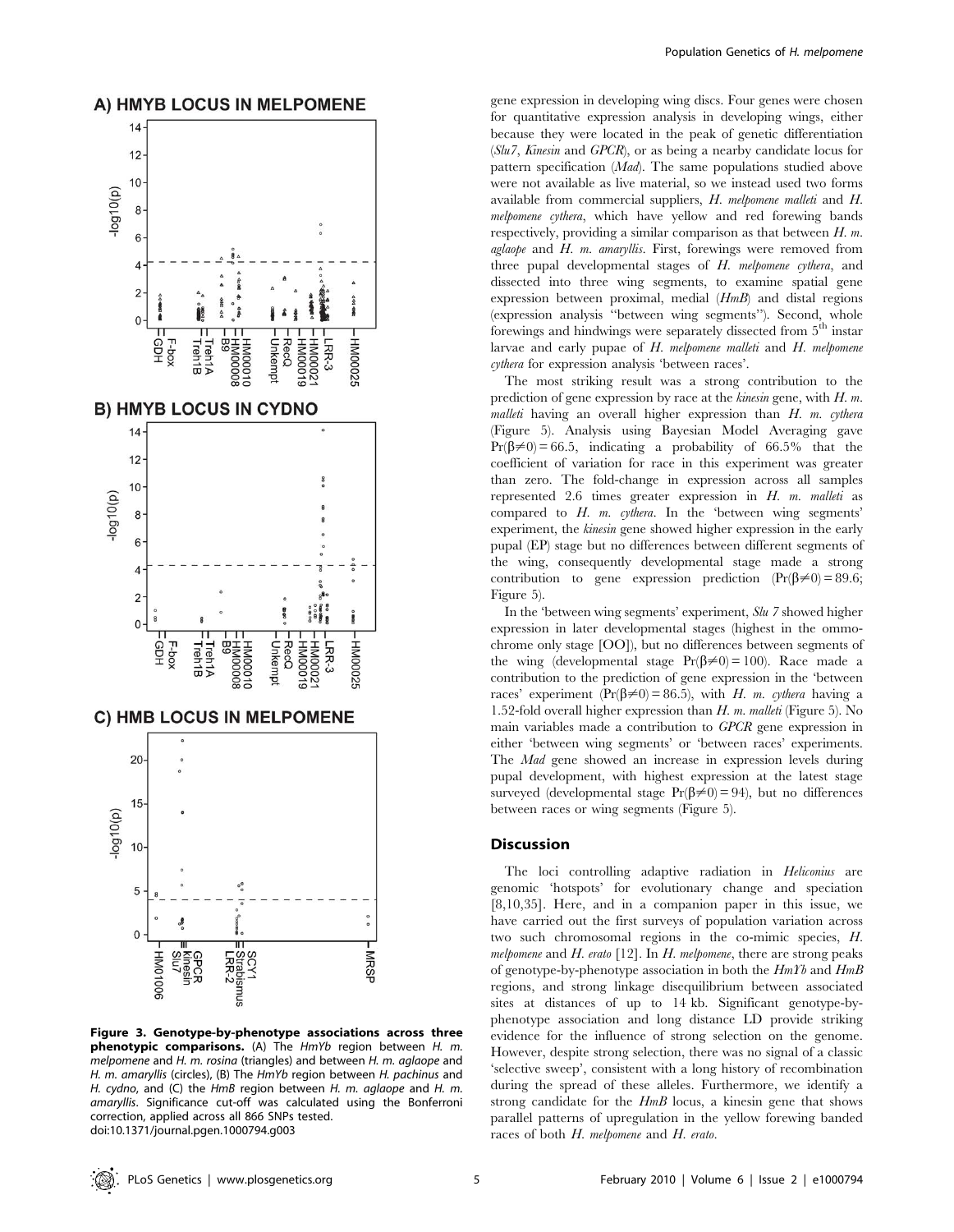Figure 3. Genotype-by-phenotype associations across three phenotypic comparisons. (A) The *HmYb* region between *H. m. melpomene* and *H. m. rosina* (triangles) and between *H. m. aglaope* and *H. m. amaryllis* (circles), (B) The *HmYb* region between *H. pachinus* and *H. cydno*, and (C) the *HmB* region between *H. m. aglaope* and *H. m. amaryllis*. Significance cut-off was calculated using the Bonferroni correction, applied across all 866 SNPs tested.
doi:10.1371/journal.pgen.1000794.g003

gene expression in developing wing discs. Four genes were chosen for quantitative expression analysis in developing wings, either because they were located in the peak of genetic differentiation (*Slu7*, *Kinesin* and *GPCR*), or as being a nearby candidate locus for pattern specification (*Mad*). The same populations studied above were not available as live material, so we instead used two forms available from commercial suppliers, *H. melpomene malleti* and *H. melpomene cythera*, which have yellow and red forewing bands respectively, providing a similar comparison as that between *H. m. aglaope* and *H. m. amaryllis*. First, forewings were removed from three pupal developmental stages of *H. melpomene cythera*, and dissected into three wing segments, to examine spatial gene expression between proximal, medial (*HmB*) and distal regions (expression analysis "between wing segments"). Second, whole forewings and hindwings were separately dissected from 5[th] instar larvae and early pupae of *H. melpomene malleti* and *H. melpomene cythera* for expression analysis 'between races'.

The most striking result was a strong contribution to the prediction of gene expression by race at the *kinesin* gene, with *H. m. malleti* having an overall higher expression than *H. m. cythera* (Figure 5). Analysis using Bayesian Model Averaging gave $\Pr(\beta \neq 0) = 66.5$, indicating a probability of 66.5% that the coefficient of variation for race in this experiment was greater than zero. The fold-change in expression across all samples represented 2.6 times greater expression in *H. m. malleti* as compared to *H. m. cythera*. In the 'between wing segments' experiment, the *kinesin* gene showed higher expression in the early pupal (EP) stage but no differences between different segments of the wing, consequently developmental stage made a strong contribution to gene expression prediction ($\Pr(\beta \neq 0) = 89.6$; Figure 5).

In the 'between wing segments' experiment, *Slu 7* showed higher expression in later developmental stages (highest in the ommochrome only stage [OO]), but no differences between segments of the wing (developmental stage $\Pr(\beta \neq 0) = 100$). Race made a contribution to the prediction of gene expression in the 'between races' experiment ($\Pr(\beta \neq 0) = 86.5$), with *H. m. cythera* having a 1.52-fold overall higher expression than *H. m. malleti* (Figure 5). No main variables made a contribution to *GPCR* gene expression in either 'between wing segments' or 'between races' experiments. The *Mad* gene showed an increase in expression levels during pupal development, with highest expression at the latest stage surveyed (developmental stage $\Pr(\beta \neq 0) = 94$), but no differences between races or wing segments (Figure 5).

## Discussion

The loci controlling adaptive radiation in *Heliconius* are genomic 'hotspots' for evolutionary change and speciation [8,10,35]. Here, and in a companion paper in this issue, we have carried out the first surveys of population variation across two such chromosomal regions in the co-mimic species, *H. melpomene* and *H. erato* [12]. In *H. melpomene*, there are strong peaks of genotype-by-phenotype association in both the *HmYb* and *HmB* regions, and strong linkage disequilibrium between associated sites at distances of up to 14 kb. Significant genotype-by-phenotype association and long distance LD provide striking evidence for the influence of strong selection on the genome. However, despite strong selection, there was no signal of a classic 'selective sweep', consistent with a long history of recombination during the spread of these alleles. Furthermore, we identify a strong candidate for the *HmB* locus, a kinesin gene that shows parallel patterns of upregulation in the yellow forewing banded races of both *H. melpomene* and *H. erato*.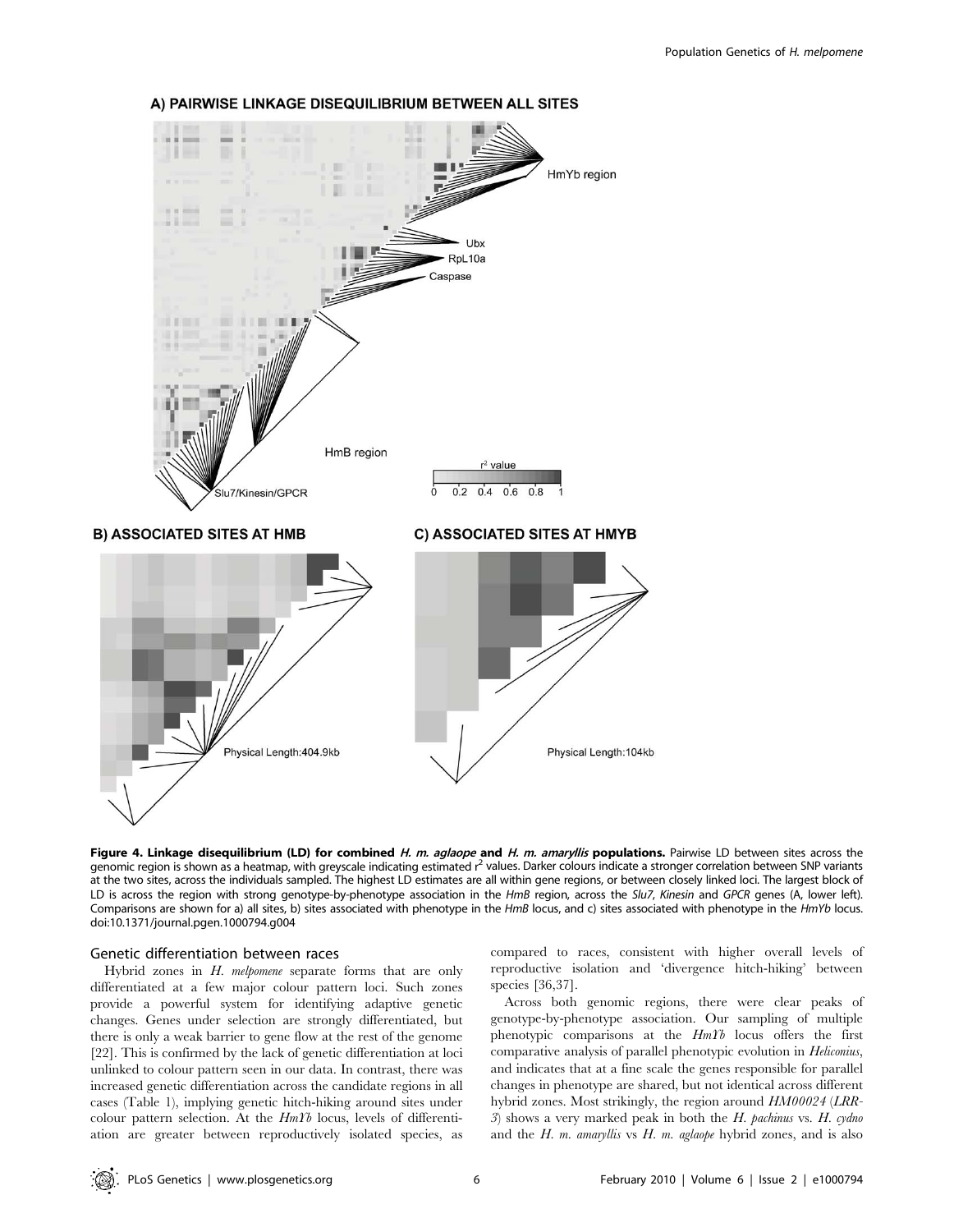**Figure 4. Linkage disequilibrium (LD) for combined *H. m. aglaope* and *H. m. amaryllis* populations.** Pairwise LD between sites across the genomic region is shown as a heatmap, with greyscale indicating estimated $r^2$ values. Darker colours indicate a stronger correlation between SNP variants at the two sites, across the individuals sampled. The highest LD estimates are all within gene regions, or between closely linked loci. The largest block of LD is across the region with strong genotype-by-phenotype association in the *HmB* region, across the *Slu7*, *Kinesin* and *GPCR* genes (A, lower left). Comparisons are shown for a) all sites, b) sites associated with phenotype in the *HmB* locus, and c) sites associated with phenotype in the *HmYb* locus.
doi:10.1371/journal.pgen.1000794.g004

### Genetic differentiation between races

Hybrid zones in *H. melpomene* separate forms that are only differentiated at a few major colour pattern loci. Such zones provide a powerful system for identifying adaptive genetic changes. Genes under selection are strongly differentiated, but there is only a weak barrier to gene flow at the rest of the genome [22]. This is confirmed by the lack of genetic differentiation at loci unlinked to colour pattern seen in our data. In contrast, there was increased genetic differentiation across the candidate regions in all cases (Table 1), implying genetic hitch-hiking around sites under colour pattern selection. At the *HmYb* locus, levels of differentiation are greater between reproductively isolated species, as compared to races, consistent with higher overall levels of reproductive isolation and 'divergence hitch-hiking' between species [36,37].

Across both genomic regions, there were clear peaks of genotype-by-phenotype association. Our sampling of multiple phenotypic comparisons at the *HmYb* locus offers the first comparative analysis of parallel phenotypic evolution in *Heliconius*, and indicates that at a fine scale the genes responsible for parallel changes in phenotype are shared, but not identical across different hybrid zones. Most strikingly, the region around *HM00024* (*LRR-3*) shows a very marked peak in both the *H. pachinus* vs. *H. cydno* and the *H. m. amaryllis* vs *H. m. aglaope* hybrid zones, and is also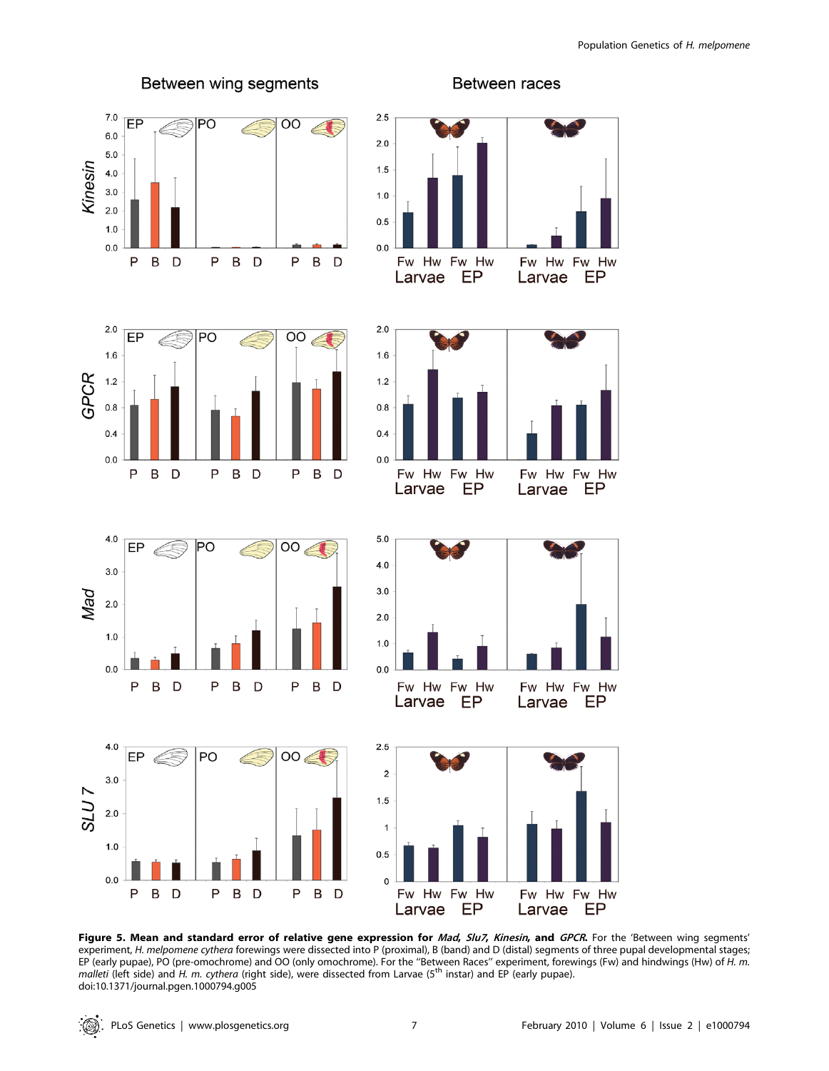**Figure 5. Mean and standard error of relative gene expression for *Mad*, *Slu7*, *Kinesin*, and *GPCR*.** For the 'Between wing segments' experiment, *H. melpomene cythera* forewings were dissected into P (proximal), B (band) and D (distal) segments of three pupal developmental stages; EP (early pupae), PO (pre-omochrome) and OO (only omochrome). For the "Between Races" experiment, forewings (Fw) and hindwings (Hw) of *H. m. malleti* (left side) and *H. m. cythera* (right side), were dissected from Larvae (5th instar) and EP (early pupae).
doi:10.1371/journal.pgen.1000794.g005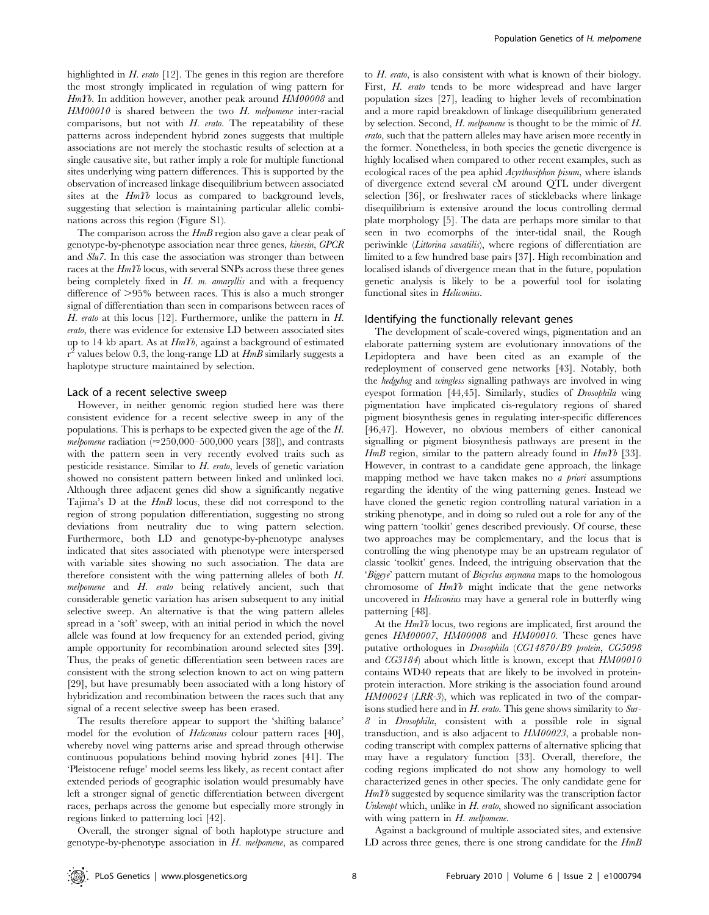highlighted in *H. erato* [12]. The genes in this region are therefore the most strongly implicated in regulation of wing pattern for *HmYb*. In addition however, another peak around *HM00008* and *HM00010* is shared between the two *H. melpomene* inter-racial comparisons, but not with *H. erato*. The repeatability of these patterns across independent hybrid zones suggests that multiple associations are not merely the stochastic results of selection at a single causative site, but rather imply a role for multiple functional sites underlying wing pattern differences. This is supported by the observation of increased linkage disequilibrium between associated sites at the *HmYb* locus as compared to background levels, suggesting that selection is maintaining particular allelic combinations across this region (Figure S1).

The comparison across the *HmB* region also gave a clear peak of genotype-by-phenotype association near three genes, *kinesin*, *GPCR* and *Slu7*. In this case the association was stronger than between races at the *HmYb* locus, with several SNPs across these three genes being completely fixed in *H. m. amaryllis* and with a frequency difference of >95% between races. This is also a much stronger signal of differentiation than seen in comparisons between races of *H. erato* at this locus [12]. Furthermore, unlike the pattern in *H. erato*, there was evidence for extensive LD between associated sites up to 14 kb apart. As at *HmYb*, against a background of estimated $r^2$ values below 0.3, the long-range LD at *HmB* similarly suggests a haplotype structure maintained by selection.

## Lack of a recent selective sweep

However, in neither genomic region studied here was there consistent evidence for a recent selective sweep in any of the populations. This is perhaps to be expected given the age of the *H. melpomene* radiation (≈250,000–500,000 years [38]), and contrasts with the pattern seen in very recently evolved traits such as pesticide resistance. Similar to *H. erato*, levels of genetic variation showed no consistent pattern between linked and unlinked loci. Although three adjacent genes did show a significantly negative Tajima's D at the *HmB* locus, these did not correspond to the region of strong population differentiation, suggesting no strong deviations from neutrality due to wing pattern selection. Furthermore, both LD and genotype-by-phenotype analyses indicated that sites associated with phenotype were interspersed with variable sites showing no such association. The data are therefore consistent with the wing patterning alleles of both *H. melpomene* and *H. erato* being relatively ancient, such that considerable genetic variation has arisen subsequent to any initial selective sweep. An alternative is that the wing pattern alleles spread in a 'soft' sweep, with an initial period in which the novel allele was found at low frequency for an extended period, giving ample opportunity for recombination around selected sites [39]. Thus, the peaks of genetic differentiation seen between races are consistent with the strong selection known to act on wing pattern [29], but have presumably been associated with a long history of hybridization and recombination between the races such that any signal of a recent selective sweep has been erased.

The results therefore appear to support the 'shifting balance' model for the evolution of *Heliconius* colour pattern races [40], whereby novel wing patterns arise and spread through otherwise continuous populations behind moving hybrid zones [41]. The 'Pleistocene refuge' model seems less likely, as recent contact after extended periods of geographic isolation would presumably have left a stronger signal of genetic differentiation between divergent races, perhaps across the genome but especially more strongly in regions linked to patterning loci [42].

Overall, the stronger signal of both haplotype structure and genotype-by-phenotype association in *H. melpomene*, as compared to *H. erato*, is also consistent with what is known of their biology. First, *H. erato* tends to be more widespread and have larger population sizes [27], leading to higher levels of recombination and a more rapid breakdown of linkage disequilibrium generated by selection. Second, *H. melpomene* is thought to be the mimic of *H. erato*, such that the pattern alleles may have arisen more recently in the former. Nonetheless, in both species the genetic divergence is highly localised when compared to other recent examples, such as ecological races of the pea aphid *Acyrthosiphon pisum*, where islands of divergence extend several cM around QTL under divergent selection [36], or freshwater races of sticklebacks where linkage disequilibrium is extensive around the locus controlling dermal plate morphology [5]. The data are perhaps more similar to that seen in two ecomorphs of the inter-tidal snail, the Rough periwinkle (*Littorina saxatilis*), where regions of differentiation are limited to a few hundred base pairs [37]. High recombination and localised islands of divergence mean that in the future, population genetic analysis is likely to be a powerful tool for isolating functional sites in *Heliconius*.

## Identifying the functionally relevant genes

The development of scale-covered wings, pigmentation and an elaborate patterning system are evolutionary innovations of the Lepidoptera and have been cited as an example of the redeployment of conserved gene networks [43]. Notably, both the *hedgehog* and *wingless* signalling pathways are involved in wing eyespot formation [44,45]. Similarly, studies of *Drosophila* wing pigmentation have implicated cis-regulatory regions of shared pigment biosynthesis genes in regulating inter-specific differences [46,47]. However, no obvious members of either canonical signalling or pigment biosynthesis pathways are present in the *HmB* region, similar to the pattern already found in *HmYb* [33]. However, in contrast to a candidate gene approach, the linkage mapping method we have taken makes no *a priori* assumptions regarding the identity of the wing patterning genes. Instead we have cloned the genetic region controlling natural variation in a striking phenotype, and in doing so ruled out a role for any of the wing pattern 'toolkit' genes described previously. Of course, these two approaches may be complementary, and the locus that is controlling the wing phenotype may be an upstream regulator of classic 'toolkit' genes. Indeed, the intriguing observation that the '*Bigeye*' pattern mutant of *Bicyclus anynana* maps to the homologous chromosome of *HmYb* might indicate that the gene networks uncovered in *Heliconius* may have a general role in butterfly wing patterning [48].

At the *HmYb* locus, two regions are implicated, first around the genes *HM00007*, *HM00008* and *HM00010*. These genes have putative orthologues in *Drosophila* (*CG14870/B9 protein*, *CG5098* and *CG3184*) about which little is known, except that *HM00010* contains WD40 repeats that are likely to be involved in protein-protein interaction. More striking is the association found around *HM00024* (*LRR-3*), which was replicated in two of the comparisons studied here and in *H. erato*. This gene shows similarity to *Sur-8* in *Drosophila*, consistent with a possible role in signal transduction, and is also adjacent to *HM00023*, a probable non-coding transcript with complex patterns of alternative splicing that may have a regulatory function [33]. Overall, therefore, the coding regions implicated do not show any homology to well characterized genes in other species. The only candidate gene for *HmYb* suggested by sequence similarity was the transcription factor *Unkempt* which, unlike in *H. erato*, showed no significant association with wing pattern in *H. melpomene*.

Against a background of multiple associated sites, and extensive LD across three genes, there is one strong candidate for the *HmB*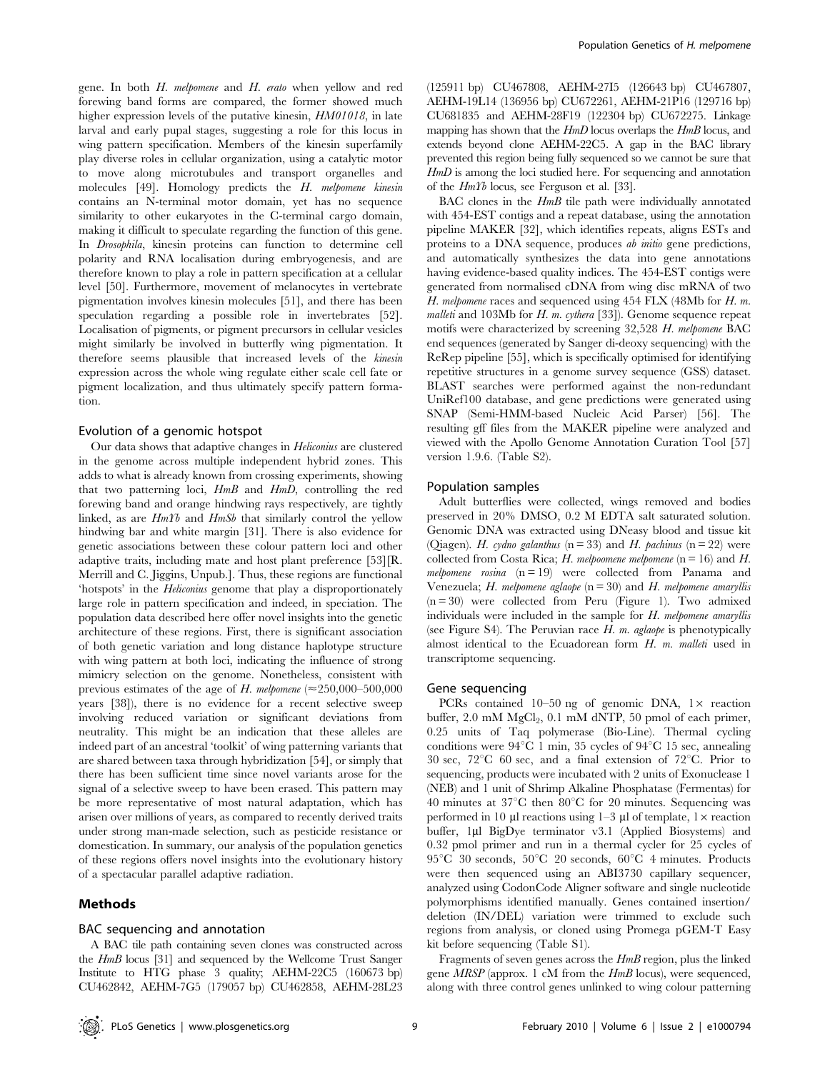gene. In both *H. melpomene* and *H. erato* when yellow and red forewing band forms are compared, the former showed much higher expression levels of the putative kinesin, *HM01018*, in late larval and early pupal stages, suggesting a role for this locus in wing pattern specification. Members of the kinesin superfamily play diverse roles in cellular organization, using a catalytic motor to move along microtubules and transport organelles and molecules [49]. Homology predicts the *H. melpomene kinesin* contains an N-terminal motor domain, yet has no sequence similarity to other eukaryotes in the C-terminal cargo domain, making it difficult to speculate regarding the function of this gene. In *Drosophila*, kinesin proteins can function to determine cell polarity and RNA localisation during embryogenesis, and are therefore known to play a role in pattern specification at a cellular level [50]. Furthermore, movement of melanocytes in vertebrate pigmentation involves kinesin molecules [51], and there has been speculation regarding a possible role in invertebrates [52]. Localisation of pigments, or pigment precursors in cellular vesicles might similarly be involved in butterfly wing pigmentation. It therefore seems plausible that increased levels of the *kinesin* expression across the whole wing regulate either scale cell fate or pigment localization, and thus ultimately specify pattern formation.

## Evolution of a genomic hotspot

Our data shows that adaptive changes in *Heliconius* are clustered in the genome across multiple independent hybrid zones. This adds to what is already known from crossing experiments, showing that two patterning loci, *HmB* and *HmD*, controlling the red forewing band and orange hindwing rays respectively, are tightly linked, as are *HmYb* and *HmSb* that similarly control the yellow hindwing bar and white margin [31]. There is also evidence for genetic associations between these colour pattern loci and other adaptive traits, including mate and host plant preference [53][R. Merrill and C. Jiggins, Unpub.]. Thus, these regions are functional 'hotspots' in the *Heliconius* genome that play a disproportionately large role in pattern specification and indeed, in speciation. The population data described here offer novel insights into the genetic architecture of these regions. First, there is significant association of both genetic variation and long distance haplotype structure with wing pattern at both loci, indicating the influence of strong mimicry selection on the genome. Nonetheless, consistent with previous estimates of the age of *H. melpomene* (≈250,000–500,000 years [38]), there is no evidence for a recent selective sweep involving reduced variation or significant deviations from neutrality. This might be an indication that these alleles are indeed part of an ancestral 'toolkit' of wing patterning variants that are shared between taxa through hybridization [54], or simply that there has been sufficient time since novel variants arose for the signal of a selective sweep to have been erased. This pattern may be more representative of most natural adaptation, which has arisen over millions of years, as compared to recently derived traits under strong man-made selection, such as pesticide resistance or domestication. In summary, our analysis of the population genetics of these regions offers novel insights into the evolutionary history of a spectacular parallel adaptive radiation.

# Methods

## BAC sequencing and annotation

A BAC tile path containing seven clones was constructed across the *HmB* locus [31] and sequenced by the Wellcome Trust Sanger Institute to HTG phase 3 quality; AEHM-22C5 (160673 bp) CU462842, AEHM-7G5 (179057 bp) CU462858, AEHM-28L23 (125911 bp) CU467808, AEHM-27I5 (126643 bp) CU467807, AEHM-19L14 (136956 bp) CU672261, AEHM-21P16 (129716 bp) CU681835 and AEHM-28F19 (122304 bp) CU672275. Linkage mapping has shown that the *HmD* locus overlaps the *HmB* locus, and extends beyond clone AEHM-22C5. A gap in the BAC library prevented this region being fully sequenced so we cannot be sure that *HmD* is among the loci studied here. For sequencing and annotation of the *HmYb* locus, see Ferguson et al. [33].

BAC clones in the *HmB* tile path were individually annotated with 454-EST contigs and a repeat database, using the annotation pipeline MAKER [32], which identifies repeats, aligns ESTs and proteins to a DNA sequence, produces *ab initio* gene predictions, and automatically synthesizes the data into gene annotations having evidence-based quality indices. The 454-EST contigs were generated from normalised cDNA from wing disc mRNA of two *H. melpomene* races and sequenced using 454 FLX (48Mb for *H. m. malleti* and 103Mb for *H. m. cythera* [33]). Genome sequence repeat motifs were characterized by screening 32,528 *H. melpomene* BAC end sequences (generated by Sanger di-deoxy sequencing) with the ReRep pipeline [55], which is specifically optimised for identifying repetitive structures in a genome survey sequence (GSS) dataset. BLAST searches were performed against the non-redundant UniRef100 database, and gene predictions were generated using SNAP (Semi-HMM-based Nucleic Acid Parser) [56]. The resulting gff files from the MAKER pipeline were analyzed and viewed with the Apollo Genome Annotation Curation Tool [57] version 1.9.6. (Table S2).

## Population samples

Adult butterflies were collected, wings removed and bodies preserved in 20% DMSO, 0.2 M EDTA salt saturated solution. Genomic DNA was extracted using DNeasy blood and tissue kit (Qiagen). *H. cydno galanthus* (n = 33) and *H. pachinus* (n = 22) were collected from Costa Rica; *H. melpoomene melpomene* (n = 16) and *H. melpomene rosina* (n = 19) were collected from Panama and Venezuela; *H. melpomene aglaope* (n = 30) and *H. melpomene amaryllis* (n = 30) were collected from Peru (Figure 1). Two admixed individuals were included in the sample for *H. melpomene amaryllis* (see Figure S4). The Peruvian race *H. m. aglaope* is phenotypically almost identical to the Ecuadorean form *H. m. malleti* used in transcriptome sequencing.

## Gene sequencing

PCRs contained 10–50 ng of genomic DNA, 1× reaction buffer, 2.0 mM $MgCl_2$, 0.1 mM dNTP, 50 pmol of each primer, 0.25 units of Taq polymerase (Bio-Line). Thermal cycling conditions were 94°C 1 min, 35 cycles of 94°C 15 sec, annealing 30 sec, 72°C 60 sec, and a final extension of 72°C. Prior to sequencing, products were incubated with 2 units of Exonuclease 1 (NEB) and 1 unit of Shrimp Alkaline Phosphatase (Fermentas) for 40 minutes at 37°C then 80°C for 20 minutes. Sequencing was performed in 10 µl reactions using 1–3 µl of template, 1× reaction buffer, 1µl BigDye terminator v3.1 (Applied Biosystems) and 0.32 pmol primer and run in a thermal cycler for 25 cycles of 95°C 30 seconds, 50°C 20 seconds, 60°C 4 minutes. Products were then sequenced using an ABI3730 capillary sequencer, analyzed using CodonCode Aligner software and single nucleotide polymorphisms identified manually. Genes contained insertion/deletion (IN/DEL) variation were trimmed to exclude such regions from analysis, or cloned using Promega pGEM-T Easy kit before sequencing (Table S1).

Fragments of seven genes across the *HmB* region, plus the linked gene *MRSP* (approx. 1 cM from the *HmB* locus), were sequenced, along with three control genes unlinked to wing colour patterning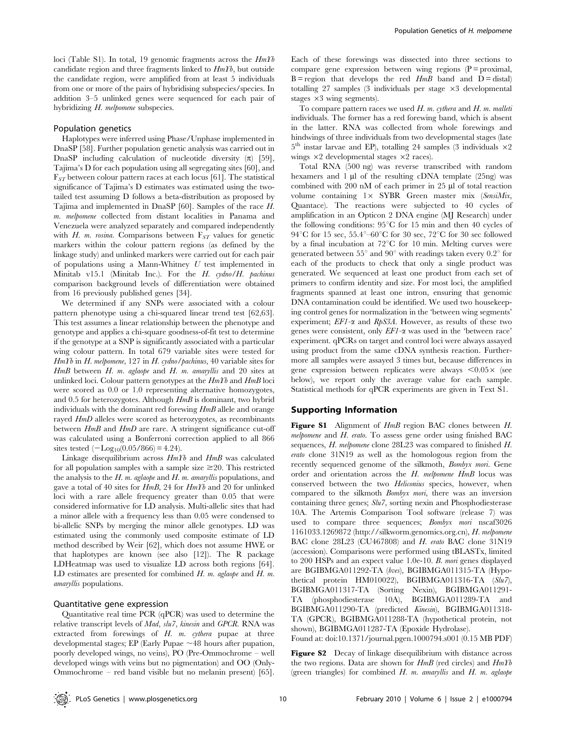loci (Table S1). In total, 19 genomic fragments across the *HmYb* candidate region and three fragments linked to *HmYb*, but outside the candidate region, were amplified from at least 5 individuals from one or more of the pairs of hybridising subspecies/species. In addition 3–5 unlinked genes were sequenced for each pair of hybridizing *H. melpomene* subspecies.

## Population genetics

Haplotypes were inferred using Phase/Unphase implemented in DnaSP [58]. Further population genetic analysis was carried out in DnaSP including calculation of nucleotide diversity ($\pi$) [59], Tajima's D for each population using all segregating sites [60], and $F_{ST}$ between colour pattern races at each locus [61]. The statistical significance of Tajima's D estimates was estimated using the two-tailed test assuming D follows a beta-distribution as proposed by Tajima and implemented in DnaSP [60]. Samples of the race *H. m. melpomene* collected from distant localities in Panama and Venezuela were analyzed separately and compared independently with *H. m. rosina*. Comparisons between $F_{ST}$ values for genetic markers within the colour pattern regions (as defined by the linkage study) and unlinked markers were carried out for each pair of populations using a Mann-Whitney *U* test implemented in Minitab v15.1 (Minitab Inc.). For the *H. cydno/H. pachinus* comparison background levels of differentiation were obtained from 16 previously published genes [34].

We determined if any SNPs were associated with a colour pattern phenotype using a chi-squared linear trend test [62,63]. This test assumes a linear relationship between the phenotype and genotype and applies a chi-square goodness-of-fit test to determine if the genotype at a SNP is significantly associated with a particular wing colour pattern. In total 679 variable sites were tested for *HmYb* in *H. melpomene*, 127 in *H. cydno/pachinus*, 40 variable sites for *HmB* between *H. m. aglaope* and *H. m. amaryllis* and 20 sites at unlinked loci. Colour pattern genotypes at the *HmYb* and *HmB* loci were scored as 0.0 or 1.0 representing alternative homozygotes, and 0.5 for heterozygotes. Although *HmB* is dominant, two hybrid individuals with the dominant red forewing *HmB* allele and orange rayed *HmD* alleles were scored as heterozygotes, as recombinants between *HmB* and *HmD* are rare. A stringent significance cut-off was calculated using a Bonferroni correction applied to all 866 sites tested ($-\text{Log}_{10}(0.05/866) = 4.24$).

Linkage disequilibrium across *HmYb* and *HmB* was calculated for all population samples with a sample size $\geq 20$. This restricted the analysis to the *H. m. aglaope* and *H. m. amaryllis* populations, and gave a total of 40 sites for *HmB*, 24 for *HmYb* and 20 for unlinked loci with a rare allele frequency greater than 0.05 that were considered informative for LD analysis. Multi-allelic sites that had a minor allele with a frequency less than 0.05 were condensed to bi-allelic SNPs by merging the minor allele genotypes. LD was estimated using the commonly used composite estimate of LD method described by Weir [62], which does not assume HWE or that haplotypes are known (see also [12]). The R package LDHeatmap was used to visualize LD across both regions [64]. LD estimates are presented for combined *H. m. aglaope* and *H. m. amaryllis* populations.

## Quantitative gene expression

Quantitative real time PCR (qPCR) was used to determine the relative transcript levels of *Mad*, *slu7*, *kinesin* and *GPCR*. RNA was extracted from forewings of *H. m. cythera* pupae at three developmental stages; EP (Early Pupae ~48 hours after pupation, poorly developed wings, no veins), PO (Pre-Ommochrome – well developed wings with veins but no pigmentation) and OO (Only-Ommochrome – red band visible but no melanin present) [65]. Each of these forewings was dissected into three sections to compare gene expression between wing regions (P = proximal, B = region that develops the red *HmB* band and D = distal) totalling 27 samples (3 individuals per stage ×3 developmental stages ×3 wing segments).

To compare pattern races we used *H. m. cythera* and *H. m. malleti* individuals. The former has a red forewing band, which is absent in the latter. RNA was collected from whole forewings and hindwings of three individuals from two developmental stages (late 5th instar larvae and EP), totalling 24 samples (3 individuals ×2 wings ×2 developmental stages ×2 races).

Total RNA (500 ng) was reverse transcribed with random hexamers and 1 µl of the resulting cDNA template (25ng) was combined with 200 nM of each primer in 25 µl of total reaction volume containing 1× SYBR Green master mix (*SensiMix*, Quantace). The reactions were subjected to 40 cycles of amplification in an Opticon 2 DNA engine (MJ Research) under the following conditions: 95°C for 15 min and then 40 cycles of 94°C for 15 sec, 55.4°–60°C for 30 sec, 72°C for 30 sec followed by a final incubation at 72°C for 10 min. Melting curves were generated between 55° and 90° with readings taken every 0.2° for each of the products to check that only a single product was generated. We sequenced at least one product from each set of primers to confirm identity and size. For most loci, the amplified fragments spanned at least one intron, ensuring that genomic DNA contamination could be identified. We used two housekeeping control genes for normalization in the 'between wing segments' experiment; *EF1-α* and *RpS3A*. However, as results of these two genes were consistent, only *EF1-α* was used in the 'between race' experiment. qPCRs on target and control loci were always assayed using product from the same cDNA synthesis reaction. Furthermore all samples were assayed 3 times but, because differences in gene expression between replicates were always <0.05× (see below), we report only the average value for each sample. Statistical methods for qPCR experiments are given in Text S1.

# Supporting Information

**Figure S1** Alignment of *HmB* region BAC clones between *H. melpomene* and *H. erato*. To assess gene order using finished BAC sequences, *H. melpomene* clone 28L23 was compared to finished *H. erato* clone 31N19 as well as the homologous region from the recently sequenced genome of the silkmoth, *Bombyx mori*. Gene order and orientation across the *H. melpomene HmB* locus was conserved between the two *Heliconius* species, however, when compared to the silkmoth *Bombyx mori*, there was an inversion containing three genes; *Slu7*, sorting nexin and Phosphodiesterase 10A. The Artemis Comparison Tool software (release 7) was used to compare three sequences; *Bombyx mori* nscaf3026 1161033.1269872 (http://silkworm.genomics.org.cn), *H. melpomene* BAC clone 28L23 (CU467808) and *H. erato* BAC clone 31N19 (accession). Comparisons were performed using tBLASTx, limited to 200 HSPs and an expect value 1.0e-10. *B. mori* genes displayed are BGIBMGA011292-TA (*bves*), BGIBMGA011315-TA (Hypothetical protein HM010022), BGIBMGA011316-TA (*Slu7*), BGIBMGA011317-TA (Sorting Nexin), BGIBMGA011291-TA (phosphodiesterase 10A), BGIBMGA011289-TA and BGIBMGA011290-TA (predicted *Kinesin*), BGIBMGA011318-TA (GPCR), BGIBMGA011288-TA (hypothetical protein, not shown), BGIBMGA011287-TA (Epoxide Hydrolase).

Found at: doi:10.1371/journal.pgen.1000794.s001 (0.15 MB PDF)

**Figure S2** Decay of linkage disequilibrium with distance across the two regions. Data are shown for *HmB* (red circles) and *HmYb* (green triangles) for combined *H. m. amaryllis* and *H. m. aglaope*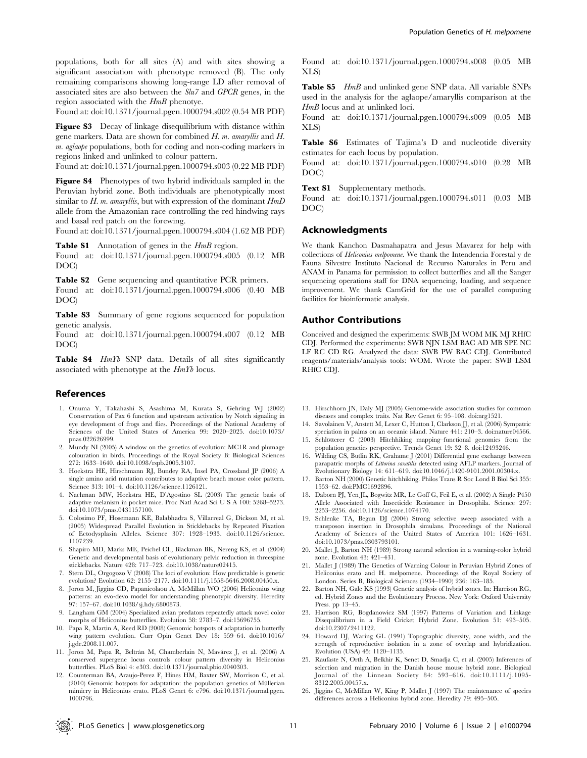populations, both for all sites (A) and with sites showing a significant association with phenotype removed (B). The only remaining comparisons showing long-range LD after removal of associated sites are also between the *Slu7* and *GPCR* genes, in the region associated with the *HmB* phenotype.

Found at: doi:10.1371/journal.pgen.1000794.s002 (0.54 MB PDF)

**Figure S3** Decay of linkage disequilibrium with distance within gene markers. Data are shown for combined *H. m. amaryllis* and *H. m. aglaope* populations, both for coding and non-coding markers in regions linked and unlinked to colour pattern.

Found at: doi:10.1371/journal.pgen.1000794.s003 (0.22 MB PDF)

**Figure S4** Phenotypes of two hybrid individuals sampled in the Peruvian hybrid zone. Both individuals are phenotypically most similar to *H. m. amaryllis*, but with expression of the dominant *HmD* allele from the Amazonian race controlling the red hindwing rays and basal red patch on the forewing.

Found at: doi:10.1371/journal.pgen.1000794.s004 (1.62 MB PDF)

**Table S1** Annotation of genes in the *HmB* region.

Found at: doi:10.1371/journal.pgen.1000794.s005 (0.12 MB DOC)

**Table S2** Gene sequencing and quantitative PCR primers.

Found at: doi:10.1371/journal.pgen.1000794.s006 (0.40 MB DOC)

**Table S3** Summary of gene regions sequenced for population genetic analysis.

Found at: doi:10.1371/journal.pgen.1000794.s007 (0.12 MB DOC)

**Table S4** *HmYb* SNP data. Details of all sites significantly associated with phenotype at the *HmYb* locus.

Found at: doi:10.1371/journal.pgen.1000794.s008 (0.05 MB XLS)

**Table S5** *HmB* and unlinked gene SNP data. All variable SNPs used in the analysis for the aglaope/amaryllis comparison at the *HmB* locus and at unlinked loci.

Found at: doi:10.1371/journal.pgen.1000794.s009 (0.05 MB XLS)

**Table S6** Estimates of Tajima's D and nucleotide diversity estimates for each locus by population.

Found at: doi:10.1371/journal.pgen.1000794.s010 (0.28 MB DOC)

**Text S1** Supplementary methods.

Found at: doi:10.1371/journal.pgen.1000794.s011 (0.03 MB DOC)

## Acknowledgments

We thank Kanchon Dasmahapatra and Jesus Mavarez for help with collections of *Heliconius melpomene*. We thank the Intendencia Forestal y de Fauna Silvestre Instituto Nacional de Recurso Naturales in Peru and ANAM in Panama for permission to collect butterflies and all the Sanger sequencing operations staff for DNA sequencing, loading, and sequence improvement. We thank CamGrid for the use of parallel computing facilities for bioinformatic analysis.

## Author Contributions

Conceived and designed the experiments: SWB JM WOM MK MJ RHfC CDJ. Performed the experiments: SWB NJN LSM BAC AD MB SPE NC LF RC CD RG. Analyzed the data: SWB PW BAC CDJ. Contributed reagents/materials/analysis tools: WOM. Wrote the paper: SWB LSM RHfC CDJ.

## References

1. Onuma Y, Takahashi S, Asashima M, Kurata S, Gehring WJ (2002) Conservation of Pax 6 function and upstream activation by Notch signaling in eye development of frogs and flies. Proceedings of the National Academy of Sciences of the United States of America 99: 2020–2025. doi:10.1073/pnas.022626999.
2. Mundy NI (2005) A window on the genetics of evolution: MC1R and plumage colouration in birds. Proceedings of the Royal Society B: Biological Sciences 272: 1633–1640. doi:10.1098/rspb.2005.3107.
3. Hoekstra HE, Hirschmann RJ, Bundey RA, Insel PA, Crossland JP (2006) A single amino acid mutation contributes to adaptive beach mouse color pattern. Science 313: 101–4. doi:10.1126/science.1126121.
4. Nachman MW, Hoekstra HE, D'Agostino SL (2003) The genetic basis of adaptive melanism in pocket mice. Proc Natl Acad Sci U S A 100: 5268–5273. doi:10.1073/pnas.0431157100.
5. Colosimo PF, Hosemann KE, Balabhadra S, Villarreal G, Dickson M, et al. (2005) Widespread Parallel Evolution in Sticklebacks by Repeated Fixation of Ectodysplasin Alleles. Science 307: 1928–1933. doi:10.1126/science.1107239.
6. Shapiro MD, Marks ME, Peichel CL, Blackman BK, Nereng KS, et al. (2004) Genetic and developmental basis of evolutionary pelvic reduction in threespine sticklebacks. Nature 428: 717–723. doi:10.1038/nature02415.
7. Stern DL, Orgogozo V (2008) The loci of evolution: How predictable is genetic evolution? Evolution 62: 2155–2177. doi:10.1111/j.1558-5646.2008.00450.x.
8. Joron M, Jiggins CD, Papanicolaou A, McMillan WO (2006) Heliconius wing patterns: an evo-devo model for understanding phenotypic diversity. Heredity 97: 157–67. doi:10.1038/sj.hdy.6800873.
9. Langham GM (2004) Specialized avian predators repeatedly attack novel color morphs of Heliconius butterflies. Evolution 58: 2783–7. doi:15696755.
10. Papa R, Martin A, Reed RD (2008) Genomic hotspots of adaptation in butterfly wing pattern evolution. Curr Opin Genet Dev 18: 559–64. doi:10.1016/j.gde.2008.11.007.
11. Joron M, Papa R, Beltrán M, Chamberlain N, Mavárez J, et al. (2006) A conserved supergene locus controls colour pattern diversity in Heliconius butterflies. PLoS Biol 4: e303. doi:10.1371/journal.pbio.0040303.
12. Counterman BA, Araujo-Perez F, Hines HM, Baxter SW, Morrison C, et al. (2010) Genomic hotspots for adaptation: the population genetics of Müllerian mimicry in Heliconius erato. PLoS Genet 6: e796. doi:10.1371/journal.pgen.1000796.
13. Hirschhorn JN, Daly MJ (2005) Genome-wide association studies for common diseases and complex traits. Nat Rev Genet 6: 95–108. doi:nrg1521.
14. Savolainen V, Anstett M, Lexer C, Hutton I, Clarkson JJ, et al. (2006) Sympatric speciation in palms on an oceanic island. Nature 441: 210–3. doi:nature04566.
15. Schlötterer C (2003) Hitchhiking mapping–functional genomics from the population genetics perspective. Trends Genet 19: 32–8. doi:12493246.
16. Wilding CS, Butlin RK, Grahame J (2001) Differential gene exchange between parapatric morphs of *Littorina saxatilis* detected using AFLP markers. Journal of Evolutionary Biology 14: 611–619. doi:10.1046/j.1420-9101.2001.00304.x.
17. Barton NH (2000) Genetic hitchhiking. Philos Trans R Soc Lond B Biol Sci 355: 1553–62. doi:PMC1692896.
18. Daborn PJ, Yen JL, Bogwitz MR, Le Goff G, Feil E, et al. (2002) A Single P450 Allele Associated with Insecticide Resistance in Drosophila. Science 297: 2253–2256. doi:10.1126/science.1074170.
19. Schlenke TA, Begun DJ (2004) Strong selective sweep associated with a transposon insertion in Drosophila simulans. Proceedings of the National Academy of Sciences of the United States of America 101: 1626–1631. doi:10.1073/pnas.0303793101.
20. Mallet J, Barton NH (1989) Strong natural selection in a warning-color hybrid zone. Evolution 43: 421–431.
21. Mallet J (1989) The Genetics of Warning Colour in Peruvian Hybrid Zones of Heliconius erato and H. melpomene. Proceedings of the Royal Society of London. Series B, Biological Sciences (1934–1990) 236: 163–185.
22. Barton NH, Gale KS (1993) Genetic analysis of hybrid zones. In: Harrison RG, ed. Hybrid Zones and the Evolutionary Process. New York: Oxford University Press. pp 13–45.
23. Harrison RG, Bogdanowicz SM (1997) Patterns of Variation and Linkage Disequilibrium in a Field Cricket Hybrid Zone. Evolution 51: 493–505. doi:10.2307/2411122.
24. Howard DJ, Waring GL (1991) Topographic diversity, zone width, and the strength of reproductive isolation in a zone of overlap and hybridization. Evolution (USA) 45: 1120–1135.
25. Raufaste N, Orth A, Belkhir K, Senet D, Smadja C, et al. (2005) Inferences of selection and migration in the Danish house mouse hybrid zone. Biological Journal of the Linnean Society 84: 593–616. doi:10.1111/j.1095-8312.2005.00457.x.
26. Jiggins C, McMillan W, King P, Mallet J (1997) The maintenance of species differences across a Heliconius hybrid zone. Heredity 79: 495–505.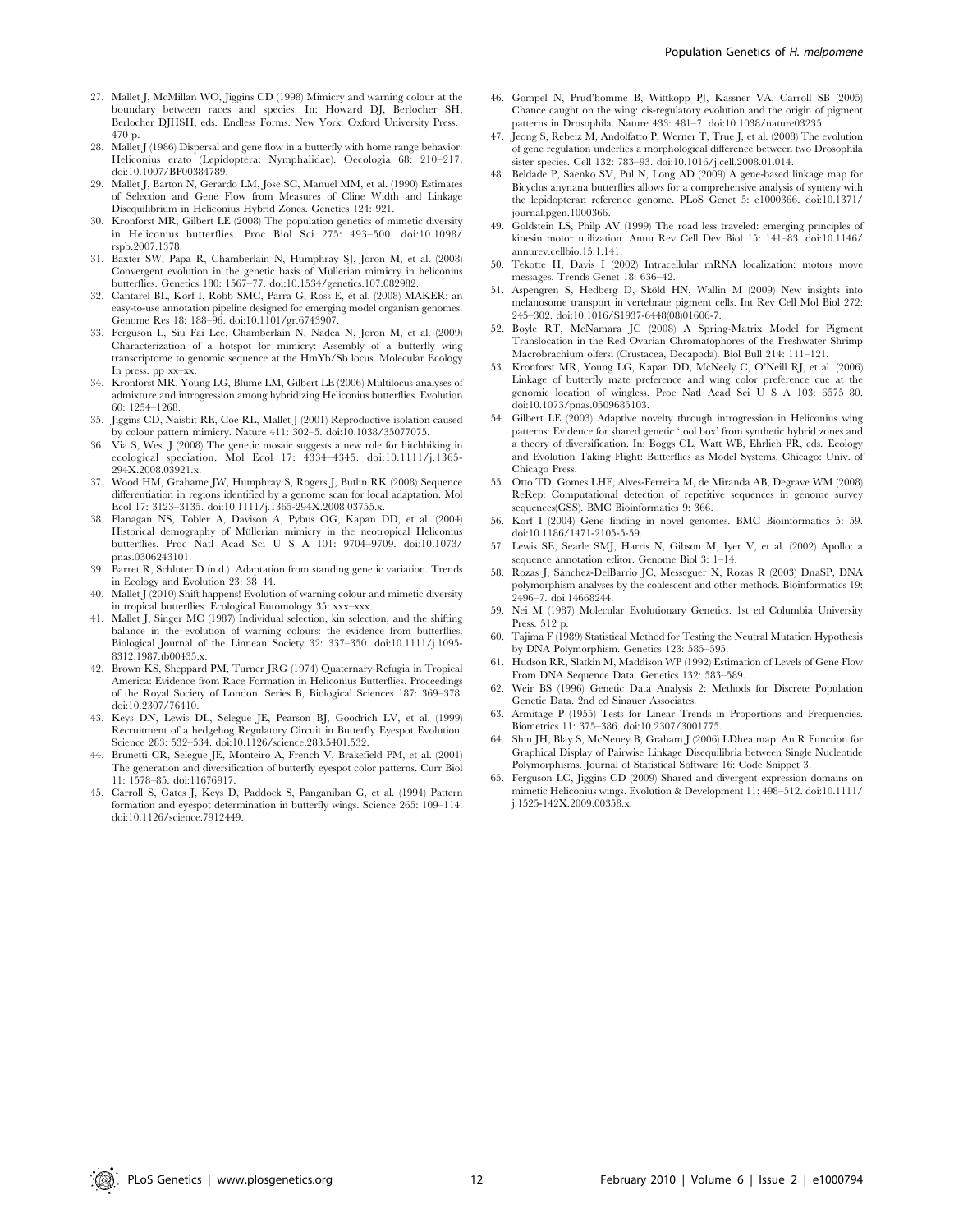27. Mallet J, McMillan WO, Jiggins CD (1998) Mimicry and warning colour at the boundary between races and species. In: Howard DJ, Berlocher SH, Berlocher DJHSH, eds. Endless Forms. New York: Oxford University Press. 470 p.
28. Mallet J (1986) Dispersal and gene flow in a butterfly with home range behavior: Heliconius erato (Lepidoptera: Nymphalidae). Oecologia 68: 210–217. doi:10.1007/BF00384789.
29. Mallet J, Barton N, Gerardo LM, Jose SC, Manuel MM, et al. (1990) Estimates of Selection and Gene Flow from Measures of Cline Width and Linkage Disequilibrium in Heliconius Hybrid Zones. Genetics 124: 921.
30. Kronforst MR, Gilbert LE (2008) The population genetics of mimetic diversity in Heliconius butterflies. Proc Biol Sci 275: 493–500. doi:10.1098/rspb.2007.1378.
31. Baxter SW, Papa R, Chamberlain N, Humphray SJ, Joron M, et al. (2008) Convergent evolution in the genetic basis of Müllerian mimicry in heliconius butterflies. Genetics 180: 1567–77. doi:10.1534/genetics.107.082982.
32. Cantarel BL, Korf I, Robb SMC, Parra G, Ross E, et al. (2008) MAKER: an easy-to-use annotation pipeline designed for emerging model organism genomes. Genome Res 18: 188–96. doi:10.1101/gr.6743907.
33. Ferguson L, Siu Fai Lee, Chamberlain N, Nadea N, Joron M, et al. (2009) Characterization of a hotspot for mimicry: Assembly of a butterfly wing transcriptome to genomic sequence at the HmYb/Sb locus. Molecular Ecology In press. pp xx–xx.
34. Kronforst MR, Young LG, Blume LM, Gilbert LE (2006) Multilocus analyses of admixture and introgression among hybridizing Heliconius butterflies. Evolution 60: 1254–1268.
35. Jiggins CD, Naisbit RE, Coe RL, Mallet J (2001) Reproductive isolation caused by colour pattern mimicry. Nature 411: 302–5. doi:10.1038/35077075.
36. Via S, West J (2008) The genetic mosaic suggests a new role for hitchhiking in ecological speciation. Mol Ecol 17: 4334–4345. doi:10.1111/j.1365-294X.2008.03921.x.
37. Wood HM, Grahame JW, Humphray S, Rogers J, Butlin RK (2008) Sequence differentiation in regions identified by a genome scan for local adaptation. Mol Ecol 17: 3123–3135. doi:10.1111/j.1365-294X.2008.03755.x.
38. Flanagan NS, Tobler A, Davison A, Pybus OG, Kapan DD, et al. (2004) Historical demography of Müllerian mimicry in the neotropical Heliconius butterflies. Proc Natl Acad Sci U S A 101: 9704–9709. doi:10.1073/pnas.0306243101.
39. Barret R, Schluter D (n.d.) Adaptation from standing genetic variation. Trends in Ecology and Evolution 23: 38–44.
40. Mallet J (2010) Shift happens! Evolution of warning colour and mimetic diversity in tropical butterflies. Ecological Entomology 35: xxx–xxx.
41. Mallet J, Singer MC (1987) Individual selection, kin selection, and the shifting balance in the evolution of warning colours: the evidence from butterflies. Biological Journal of the Linnean Society 32: 337–350. doi:10.1111/j.1095-8312.1987.tb00435.x.
42. Brown KS, Sheppard PM, Turner JRG (1974) Quaternary Refugia in Tropical America: Evidence from Race Formation in Heliconius Butterflies. Proceedings of the Royal Society of London. Series B, Biological Sciences 187: 369–378. doi:10.2307/76410.
43. Keys DN, Lewis DL, Selegue JE, Pearson BJ, Goodrich LV, et al. (1999) Recruitment of a hedgehog Regulatory Circuit in Butterfly Eyespot Evolution. Science 283: 532–534. doi:10.1126/science.283.5401.532.
44. Brunetti CR, Selegue JE, Monteiro A, French V, Brakefield PM, et al. (2001) The generation and diversification of butterfly eyespot color patterns. Curr Biol 11: 1578–85. doi:11676917.
45. Carroll S, Gates J, Keys D, Paddock S, Panganiban G, et al. (1994) Pattern formation and eyespot determination in butterfly wings. Science 265: 109–114. doi:10.1126/science.7912449.
46. Gompel N, Prud'homme B, Wittkopp PJ, Kassner VA, Carroll SB (2005) Chance caught on the wing: cis-regulatory evolution and the origin of pigment patterns in Drosophila. Nature 433: 481–7. doi:10.1038/nature03235.
47. Jeong S, Rebeiz M, Andolfatto P, Werner T, True J, et al. (2008) The evolution of gene regulation underlies a morphological difference between two Drosophila sister species. Cell 132: 783–93. doi:10.1016/j.cell.2008.01.014.
48. Beldade P, Saenko SV, Pul N, Long AD (2009) A gene-based linkage map for Bicyclus anynana butterflies allows for a comprehensive analysis of synteny with the lepidopteran reference genome. PLoS Genet 5: e1000366. doi:10.1371/journal.pgen.1000366.
49. Goldstein LS, Philp AV (1999) The road less traveled: emerging principles of kinesin motor utilization. Annu Rev Cell Dev Biol 15: 141–83. doi:10.1146/annurev.cellbio.15.1.141.
50. Tekotte H, Davis I (2002) Intracellular mRNA localization: motors move messages. Trends Genet 18: 636–42.
51. Aspengren S, Hedberg D, Sköld HN, Wallin M (2009) New insights into melanosome transport in vertebrate pigment cells. Int Rev Cell Mol Biol 272: 245–302. doi:10.1016/S1937-6448(08)01606-7.
52. Boyle RT, McNamara JC (2008) A Spring-Matrix Model for Pigment Translocation in the Red Ovarian Chromatophores of the Freshwater Shrimp Macrobrachium olfersi (Crustacea, Decapoda). Biol Bull 214: 111–121.
53. Kronforst MR, Young LG, Kapan DD, McNeely C, O'Neill RJ, et al. (2006) Linkage of butterfly mate preference and wing color preference cue at the genomic location of wingless. Proc Natl Acad Sci U S A 103: 6575–80. doi:10.1073/pnas.0509685103.
54. Gilbert LE (2003) Adaptive novelty through introgression in Heliconius wing patterns: Evidence for shared genetic 'tool box' from synthetic hybrid zones and a theory of diversification. In: Boggs CL, Watt WB, Ehrlich PR, eds. Ecology and Evolution Taking Flight: Butterflies as Model Systems. Chicago: Univ. of Chicago Press.
55. Otto TD, Gomes LHF, Alves-Ferreira M, de Miranda AB, Degrave WM (2008) ReRep: Computational detection of repetitive sequences in genome survey sequences(GSS). BMC Bioinformatics 9: 366.
56. Korf I (2004) Gene finding in novel genomes. BMC Bioinformatics 5: 59. doi:10.1186/1471-2105-5-59.
57. Lewis SE, Searle SMJ, Harris N, Gibson M, Iyer V, et al. (2002) Apollo: a sequence annotation editor. Genome Biol 3: 1–14.
58. Rozas J, Sánchez-DelBarrio JC, Messeguer X, Rozas R (2003) DnaSP, DNA polymorphism analyses by the coalescent and other methods. Bioinformatics 19: 2496–7. doi:14668244.
59. Nei M (1987) Molecular Evolutionary Genetics. 1st ed Columbia University Press. 512 p.
60. Tajima F (1989) Statistical Method for Testing the Neutral Mutation Hypothesis by DNA Polymorphism. Genetics 123: 585–595.
61. Hudson RR, Slatkin M, Maddison WP (1992) Estimation of Levels of Gene Flow From DNA Sequence Data. Genetics 132: 583–589.
62. Weir BS (1996) Genetic Data Analysis 2: Methods for Discrete Population Genetic Data. 2nd ed Sinauer Associates.
63. Armitage P (1955) Tests for Linear Trends in Proportions and Frequencies. Biometrics 11: 375–386. doi:10.2307/3001775.
64. Shin JH, Blay S, McNeney B, Graham J (2006) LDheatmap: An R Function for Graphical Display of Pairwise Linkage Disequilibria between Single Nucleotide Polymorphisms. Journal of Statistical Software 16: Code Snippet 3.
65. Ferguson LC, Jiggins CD (2009) Shared and divergent expression domains on mimetic Heliconius wings. Evolution & Development 11: 498–512. doi:10.1111/j.1525-142X.2009.00358.x.